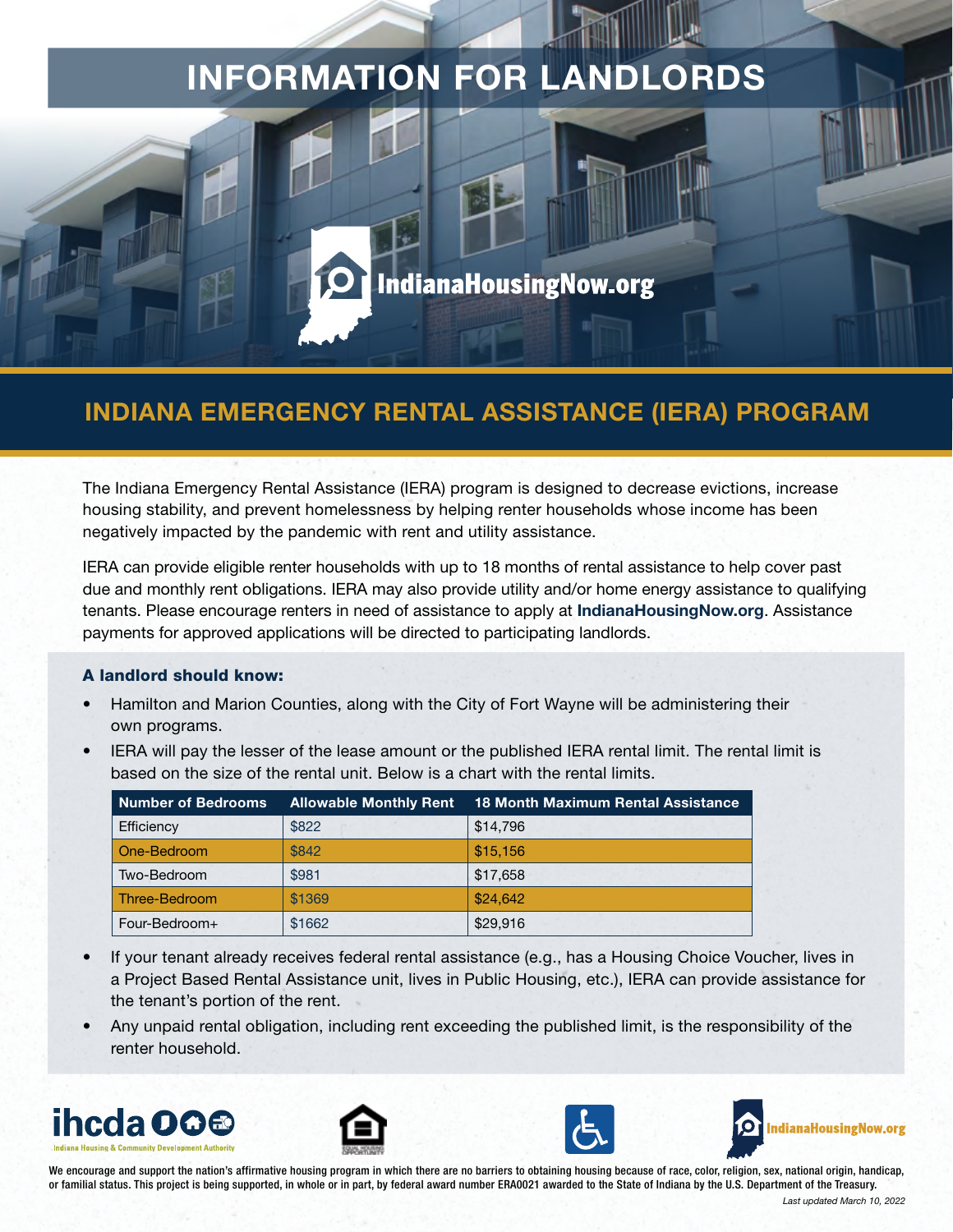# INFORMATION FOR LANDLORDS

IndianaHousingNow.org

## INDIANA EMERGENCY RENTAL ASSISTANCE (IERA) PROGRAM

The Indiana Emergency Rental Assistance (IERA) program is designed to decrease evictions, increase housing stability, and prevent homelessness by helping renter households whose income has been negatively impacted by the pandemic with rent and utility assistance.

IERA can provide eligible renter households with up to 18 months of rental assistance to help cover past due and monthly rent obligations. IERA may also provide utility and/or home energy assistance to qualifying tenants. Please encourage renters in need of assistance to apply at **IndianaHousingNow.org**. Assistance payments for approved applications will be directed to participating landlords.

### A landlord should know:

- Hamilton and Marion Counties, along with the City of Fort Wayne will be administering their own programs.
- IERA will pay the lesser of the lease amount or the published IERA rental limit. The rental limit is based on the size of the rental unit. Below is a chart with the rental limits.

| Number of Bedrooms | Allowable Monthly Rent | 18 Month Maximum Rental Assistance |
|---|---|---|
| Efficiency | $822 | $14,796 |
| One-Bedroom | $842 | $15,156 |
| Two-Bedroom | $981 | $17,658 |
| Three-Bedroom | $1369 | $24,642 |
| Four-Bedroom+ | $1662 | $29,916 |

- If your tenant already receives federal rental assistance (e.g., has a Housing Choice Voucher, lives in a Project Based Rental Assistance unit, lives in Public Housing, etc.), IERA can provide assistance for the tenant's portion of the rent.
- Any unpaid rental obligation, including rent exceeding the published limit, is the responsibility of the renter household.

ihcda — Indiana Housing & Community Development Authority

IndianaHousingNow.org

We encourage and support the nation's affirmative housing program in which there are no barriers to obtaining housing because of race, color, religion, sex, national origin, handicap, or familial status. This project is being supported, in whole or in part, by federal award number ERA0021 awarded to the State of Indiana by the U.S. Department of the Treasury.

*Last updated March 10, 2022*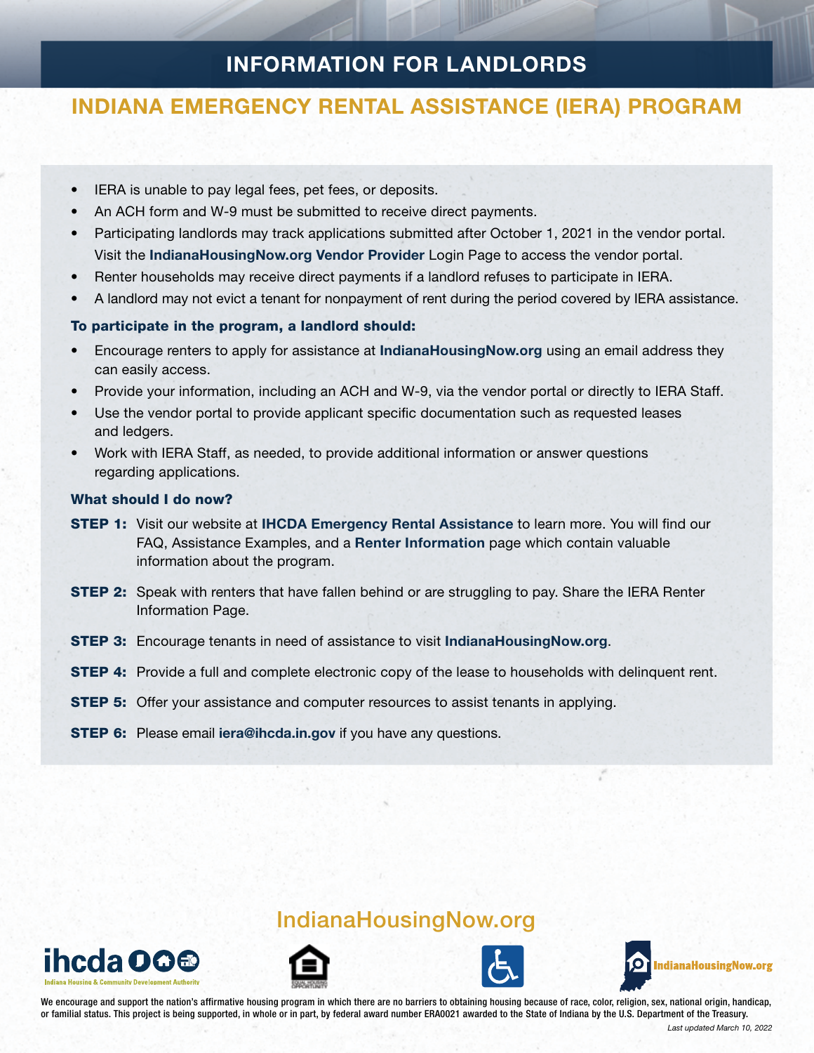# INFORMATION FOR LANDLORDS

## INDIANA EMERGENCY RENTAL ASSISTANCE (IERA) PROGRAM

- IERA is unable to pay legal fees, pet fees, or deposits.
- An ACH form and W-9 must be submitted to receive direct payments.
- Participating landlords may track applications submitted after October 1, 2021 in the vendor portal. Visit the **IndianaHousingNow.org Vendor Provider** Login Page to access the vendor portal.
- Renter households may receive direct payments if a landlord refuses to participate in IERA.
- A landlord may not evict a tenant for nonpayment of rent during the period covered by IERA assistance.

### To participate in the program, a landlord should:

- Encourage renters to apply for assistance at **IndianaHousingNow.org** using an email address they can easily access.
- Provide your information, including an ACH and W-9, via the vendor portal or directly to IERA Staff.
- Use the vendor portal to provide applicant specific documentation such as requested leases and ledgers.
- Work with IERA Staff, as needed, to provide additional information or answer questions regarding applications.

### What should I do now?

**STEP 1:** Visit our website at **IHCDA Emergency Rental Assistance** to learn more. You will find our FAQ, Assistance Examples, and a **Renter Information** page which contain valuable information about the program.

**STEP 2:** Speak with renters that have fallen behind or are struggling to pay. Share the IERA Renter Information Page.

**STEP 3:** Encourage tenants in need of assistance to visit **IndianaHousingNow.org**.

**STEP 4:** Provide a full and complete electronic copy of the lease to households with delinquent rent.

**STEP 5:** Offer your assistance and computer resources to assist tenants in applying.

**STEP 6:** Please email **iera@ihcda.in.gov** if you have any questions.

IndianaHousingNow.org

We encourage and support the nation's affirmative housing program in which there are no barriers to obtaining housing because of race, color, religion, sex, national origin, handicap, or familial status. This project is being supported, in whole or in part, by federal award number ERA0021 awarded to the State of Indiana by the U.S. Department of the Treasury.

*Last updated March 10, 2022*